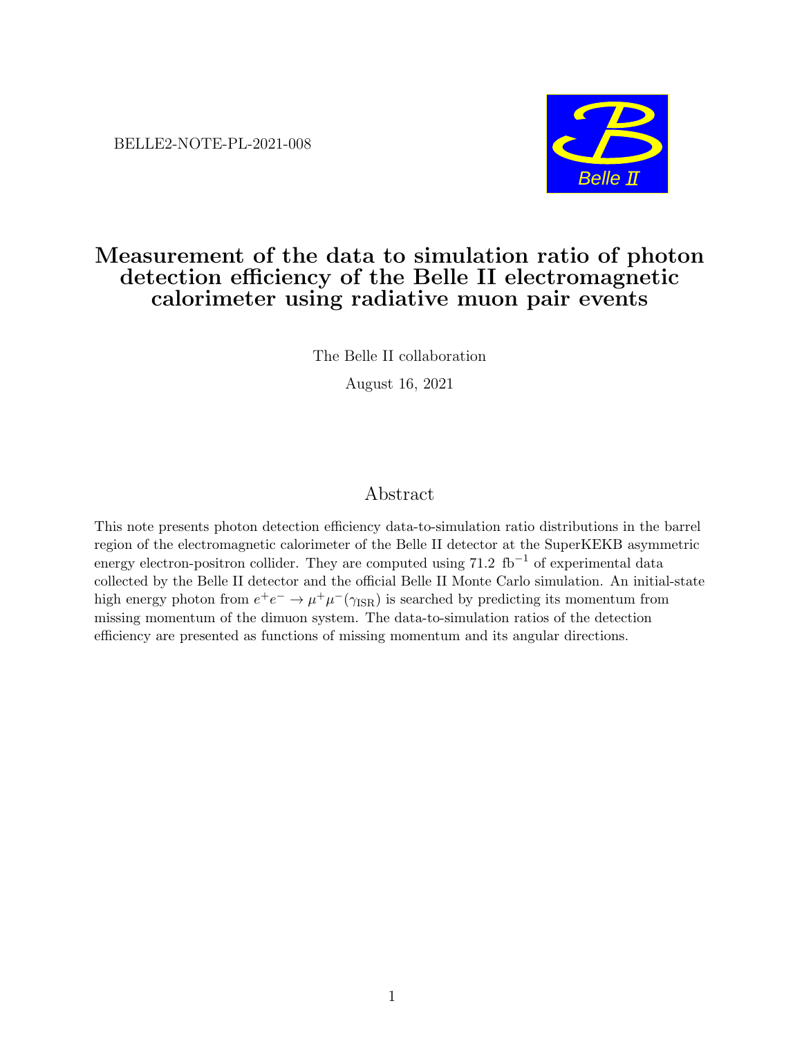BELLE2-NOTE-PL-2021-008

# Measurement of the data to simulation ratio of photon detection efficiency of the Belle II electromagnetic calorimeter using radiative muon pair events

The Belle II collaboration

August 16, 2021

## Abstract

This note presents photon detection efficiency data-to-simulation ratio distributions in the barrel region of the electromagnetic calorimeter of the Belle II detector at the SuperKEKB asymmetric energy electron-positron collider. They are computed using 71.2 $\text{fb}^{-1}$ of experimental data collected by the Belle II detector and the official Belle II Monte Carlo simulation. An initial-state high energy photon from $e^+e^- \rightarrow \mu^+\mu^-(\gamma_{\text{ISR}})$ is searched by predicting its momentum from missing momentum of the dimuon system. The data-to-simulation ratios of the detection efficiency are presented as functions of missing momentum and its angular directions.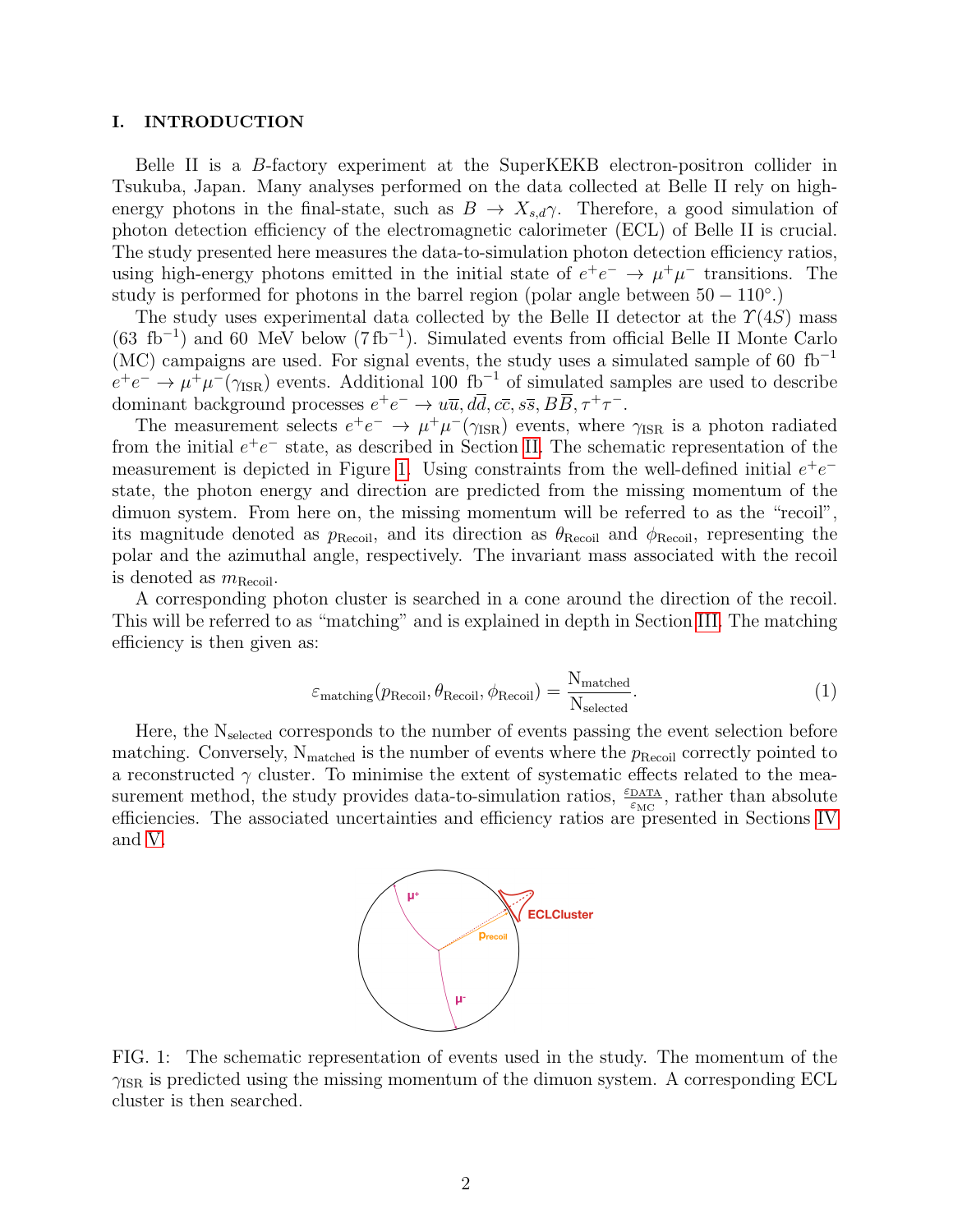## I. INTRODUCTION

Belle II is a $B$-factory experiment at the SuperKEKB electron-positron collider in Tsukuba, Japan. Many analyses performed on the data collected at Belle II rely on high-energy photons in the final-state, such as $B \to X_{s,d}\gamma$. Therefore, a good simulation of photon detection efficiency of the electromagnetic calorimeter (ECL) of Belle II is crucial. The study presented here measures the data-to-simulation photon detection efficiency ratios, using high-energy photons emitted in the initial state of $e^+e^- \to \mu^+\mu^-$ transitions. The study is performed for photons in the barrel region (polar angle between $50 - 110°$.)

The study uses experimental data collected by the Belle II detector at the $\Upsilon(4S)$ mass ($63\ \mathrm{fb}^{-1}$) and 60 MeV below ($7\,\mathrm{fb}^{-1}$). Simulated events from official Belle II Monte Carlo (MC) campaigns are used. For signal events, the study uses a simulated sample of $60\ \mathrm{fb}^{-1}$ $e^+e^- \to \mu^+\mu^-(\gamma_{\mathrm{ISR}})$ events. Additional $100\ \mathrm{fb}^{-1}$ of simulated samples are used to describe dominant background processes $e^+e^- \to u\overline{u}, d\overline{d}, c\overline{c}, s\overline{s}, B\overline{B}, \tau^+\tau^-$.

The measurement selects $e^+e^- \to \mu^+\mu^-(\gamma_{\mathrm{ISR}})$ events, where $\gamma_{\mathrm{ISR}}$ is a photon radiated from the initial $e^+e^-$ state, as described in Section II. The schematic representation of the measurement is depicted in Figure 1. Using constraints from the well-defined initial $e^+e^-$ state, the photon energy and direction are predicted from the missing momentum of the dimuon system. From here on, the missing momentum will be referred to as the "recoil", its magnitude denoted as $p_{\mathrm{Recoil}}$, and its direction as $\theta_{\mathrm{Recoil}}$ and $\phi_{\mathrm{Recoil}}$, representing the polar and the azimuthal angle, respectively. The invariant mass associated with the recoil is denoted as $m_{\mathrm{Recoil}}$.

A corresponding photon cluster is searched in a cone around the direction of the recoil. This will be referred to as "matching" and is explained in depth in Section III. The matching efficiency is then given as:

$$\varepsilon_{\mathrm{matching}}(p_{\mathrm{Recoil}}, \theta_{\mathrm{Recoil}}, \phi_{\mathrm{Recoil}}) = \frac{\mathrm{N}_{\mathrm{matched}}}{\mathrm{N}_{\mathrm{selected}}}. \tag{1}$$

Here, the $\mathrm{N}_{\mathrm{selected}}$ corresponds to the number of events passing the event selection before matching. Conversely, $\mathrm{N}_{\mathrm{matched}}$ is the number of events where the $p_{\mathrm{Recoil}}$ correctly pointed to a reconstructed $\gamma$ cluster. To minimise the extent of systematic effects related to the measurement method, the study provides data-to-simulation ratios, $\frac{\varepsilon_{\mathrm{DATA}}}{\varepsilon_{\mathrm{MC}}}$, rather than absolute efficiencies. The associated uncertainties and efficiency ratios are presented in Sections IV and V.

FIG. 1: The schematic representation of events used in the study. The momentum of the $\gamma_{\mathrm{ISR}}$ is predicted using the missing momentum of the dimuon system. A corresponding ECL cluster is then searched.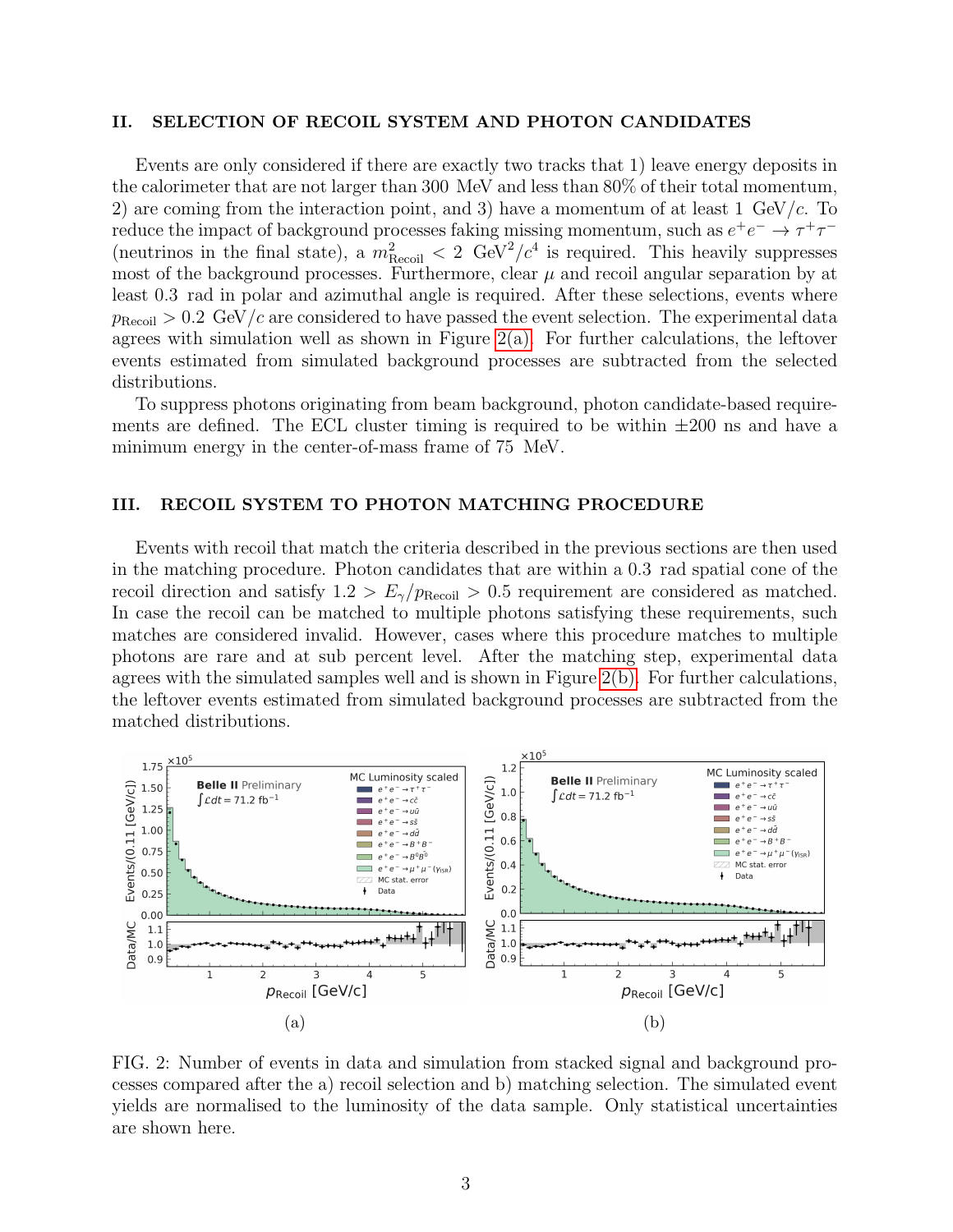## II. SELECTION OF RECOIL SYSTEM AND PHOTON CANDIDATES

Events are only considered if there are exactly two tracks that 1) leave energy deposits in the calorimeter that are not larger than 300 MeV and less than 80% of their total momentum, 2) are coming from the interaction point, and 3) have a momentum of at least 1 GeV/$c$. To reduce the impact of background processes faking missing momentum, such as $e^+e^- \to \tau^+\tau^-$ (neutrinos in the final state), a $m^2_{\text{Recoil}} < 2$ GeV$^2/c^4$ is required. This heavily suppresses most of the background processes. Furthermore, clear $\mu$ and recoil angular separation by at least 0.3 rad in polar and azimuthal angle is required. After these selections, events where $p_{\text{Recoil}} > 0.2$ GeV/$c$ are considered to have passed the event selection. The experimental data agrees with simulation well as shown in Figure 2(a). For further calculations, the leftover events estimated from simulated background processes are subtracted from the selected distributions.

To suppress photons originating from beam background, photon candidate-based requirements are defined. The ECL cluster timing is required to be within $\pm 200$ ns and have a minimum energy in the center-of-mass frame of 75 MeV.

## III. RECOIL SYSTEM TO PHOTON MATCHING PROCEDURE

Events with recoil that match the criteria described in the previous sections are then used in the matching procedure. Photon candidates that are within a 0.3 rad spatial cone of the recoil direction and satisfy $1.2 > E_\gamma / p_{\text{Recoil}} > 0.5$ requirement are considered as matched. In case the recoil can be matched to multiple photons satisfying these requirements, such matches are considered invalid. However, cases where this procedure matches to multiple photons are rare and at sub percent level. After the matching step, experimental data agrees with the simulated samples well and is shown in Figure 2(b). For further calculations, the leftover events estimated from simulated background processes are subtracted from the matched distributions.

(a)

(b)

FIG. 2: Number of events in data and simulation from stacked signal and background processes compared after the a) recoil selection and b) matching selection. The simulated event yields are normalised to the luminosity of the data sample. Only statistical uncertainties are shown here.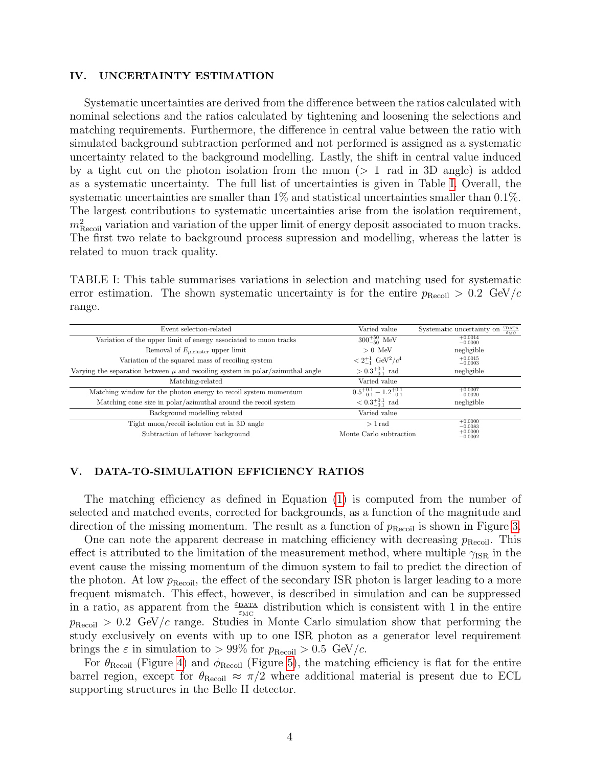## IV. UNCERTAINTY ESTIMATION

Systematic uncertainties are derived from the difference between the ratios calculated with nominal selections and the ratios calculated by tightening and loosening the selections and matching requirements. Furthermore, the difference in central value between the ratio with simulated background subtraction performed and not performed is assigned as a systematic uncertainty related to the background modelling. Lastly, the shift in central value induced by a tight cut on the photon isolation from the muon ($> 1$ rad in 3D angle) is added as a systematic uncertainty. The full list of uncertainties is given in Table I. Overall, the systematic uncertainties are smaller than 1% and statistical uncertainties smaller than 0.1%. The largest contributions to systematic uncertainties arise from the isolation requirement, $m^2_{\mathrm{Recoil}}$ variation and variation of the upper limit of energy deposit associated to muon tracks. The first two relate to background process supression and modelling, whereas the latter is related to muon track quality.

TABLE I: This table summarises variations in selection and matching used for systematic error estimation. The shown systematic uncertainty is for the entire $p_{\mathrm{Recoil}} > 0.2$ GeV/$c$ range.

| Event selection-related | Varied value | Systematic uncertainty on $\frac{\varepsilon_{\mathrm{DATA}}}{\varepsilon_{\mathrm{MC}}}$ |
|---|---|---|
| Variation of the upper limit of energy associated to muon tracks | $300^{+50}_{-50}$ MeV | $^{+0.0014}_{-0.0000}$ |
| Removal of $E_{\mu,\mathrm{cluster}}$ upper limit | $> 0$ MeV | negligible |
| Variation of the squared mass of recoiling system | $< 2^{+1}_{-1}$ GeV$^2$/$c^4$ | $^{+0.0015}_{-0.0003}$ |
| Varying the separation between $\mu$ and recoiling system in polar/azimuthal angle | $> 0.3^{+0.1}_{-0.1}$ rad | negligible |
| Matching-related | Varied value | |
| Matching window for the photon energy to recoil system momentum | $0.5^{+0.1}_{-0.1} - 1.2^{+0.1}_{-0.1}$ | $^{+0.0007}_{-0.0020}$ |
| Matching cone size in polar/azimuthal around the recoil system | $< 0.3^{+0.1}_{-0.1}$ rad | negligible |
| Background modelling related | Varied value | |
| Tight muon/recoil isolation cut in 3D angle | $> 1$ rad | $^{+0.0000}_{-0.0083}$ |
| Subtraction of leftover background | Monte Carlo subtraction | $^{+0.0000}_{-0.0002}$ |

## V. DATA-TO-SIMULATION EFFICIENCY RATIOS

The matching efficiency as defined in Equation (1) is computed from the number of selected and matched events, corrected for backgrounds, as a function of the magnitude and direction of the missing momentum. The result as a function of $p_{\mathrm{Recoil}}$ is shown in Figure 3.

One can note the apparent decrease in matching efficiency with decreasing $p_{\mathrm{Recoil}}$. This effect is attributed to the limitation of the measurement method, where multiple $\gamma_{\mathrm{ISR}}$ in the event cause the missing momentum of the dimuon system to fail to predict the direction of the photon. At low $p_{\mathrm{Recoil}}$, the effect of the secondary ISR photon is larger leading to a more frequent mismatch. This effect, however, is described in simulation and can be suppressed in a ratio, as apparent from the $\frac{\varepsilon_{\mathrm{DATA}}}{\varepsilon_{\mathrm{MC}}}$ distribution which is consistent with 1 in the entire $p_{\mathrm{Recoil}} > 0.2$ GeV/$c$ range. Studies in Monte Carlo simulation show that performing the study exclusively on events with up to one ISR photon as a generator level requirement brings the $\varepsilon$ in simulation to $> 99\%$ for $p_{\mathrm{Recoil}} > 0.5$ GeV/$c$.

For $\theta_{\mathrm{Recoil}}$ (Figure 4) and $\phi_{\mathrm{Recoil}}$ (Figure 5), the matching efficiency is flat for the entire barrel region, except for $\theta_{\mathrm{Recoil}} \approx \pi/2$ where additional material is present due to ECL supporting structures in the Belle II detector.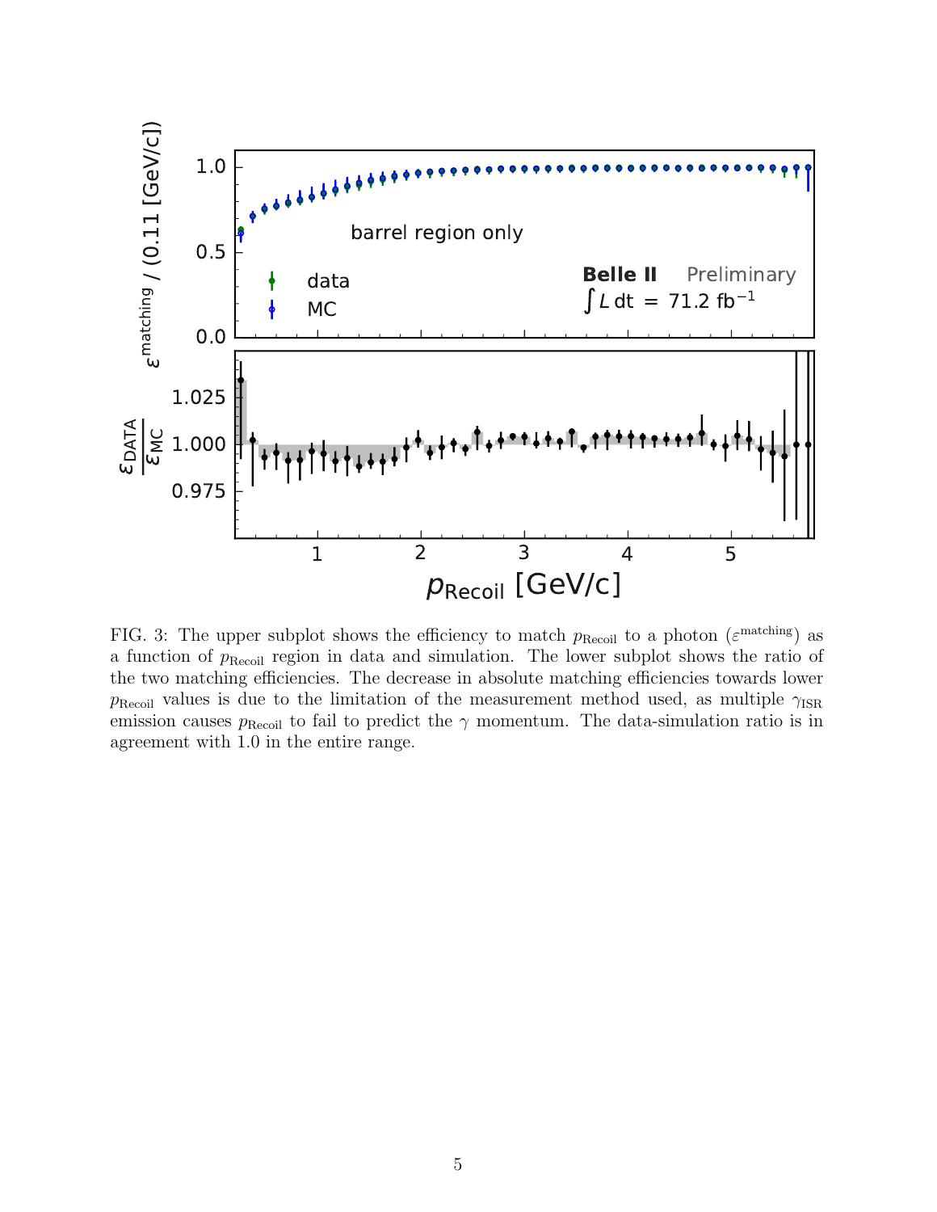FIG. 3: The upper subplot shows the efficiency to match $p_{\mathrm{Recoil}}$ to a photon ($\varepsilon^{\mathrm{matching}}$) as a function of $p_{\mathrm{Recoil}}$ region in data and simulation. The lower subplot shows the ratio of the two matching efficiencies. The decrease in absolute matching efficiencies towards lower $p_{\mathrm{Recoil}}$ values is due to the limitation of the measurement method used, as multiple $\gamma_{\mathrm{ISR}}$ emission causes $p_{\mathrm{Recoil}}$ to fail to predict the $\gamma$ momentum. The data-simulation ratio is in agreement with 1.0 in the entire range.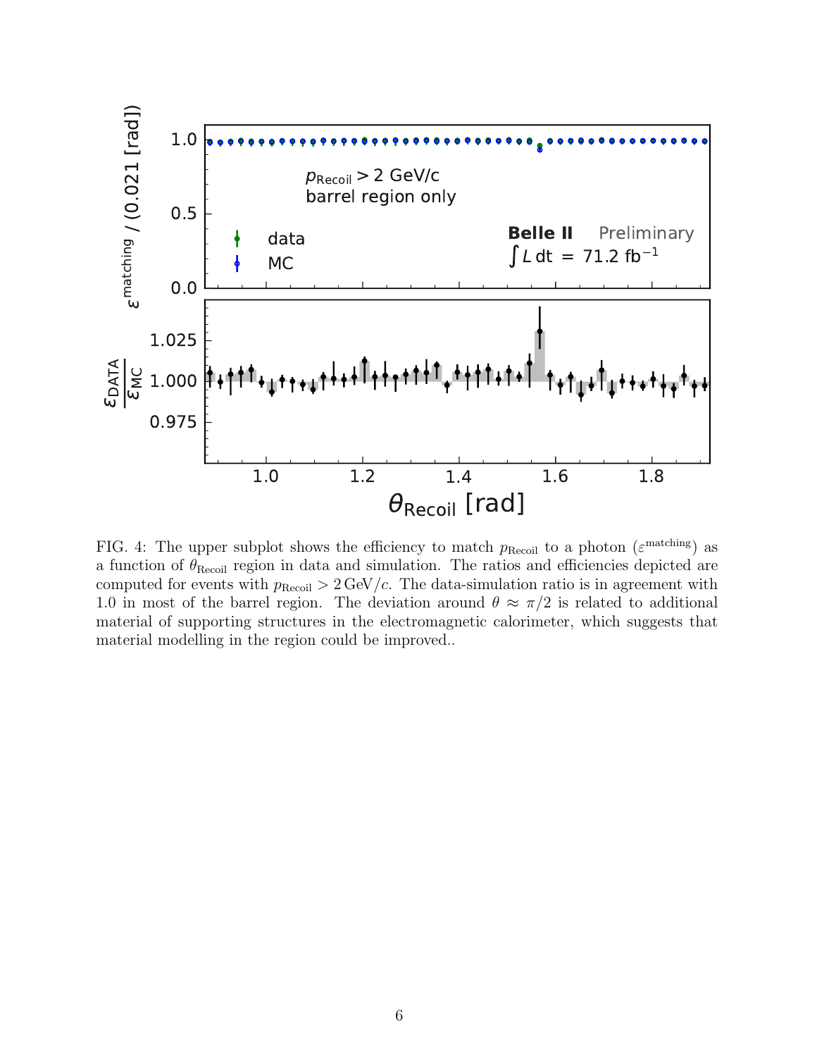FIG. 4: The upper subplot shows the efficiency to match $p_{\mathrm{Recoil}}$ to a photon ($\varepsilon^{\mathrm{matching}}$) as a function of $\theta_{\mathrm{Recoil}}$ region in data and simulation. The ratios and efficiencies depicted are computed for events with $p_{\mathrm{Recoil}} > 2\,\mathrm{GeV}/c$. The data-simulation ratio is in agreement with 1.0 in most of the barrel region. The deviation around $\theta \approx \pi/2$ is related to additional material of supporting structures in the electromagnetic calorimeter, which suggests that material modelling in the region could be improved..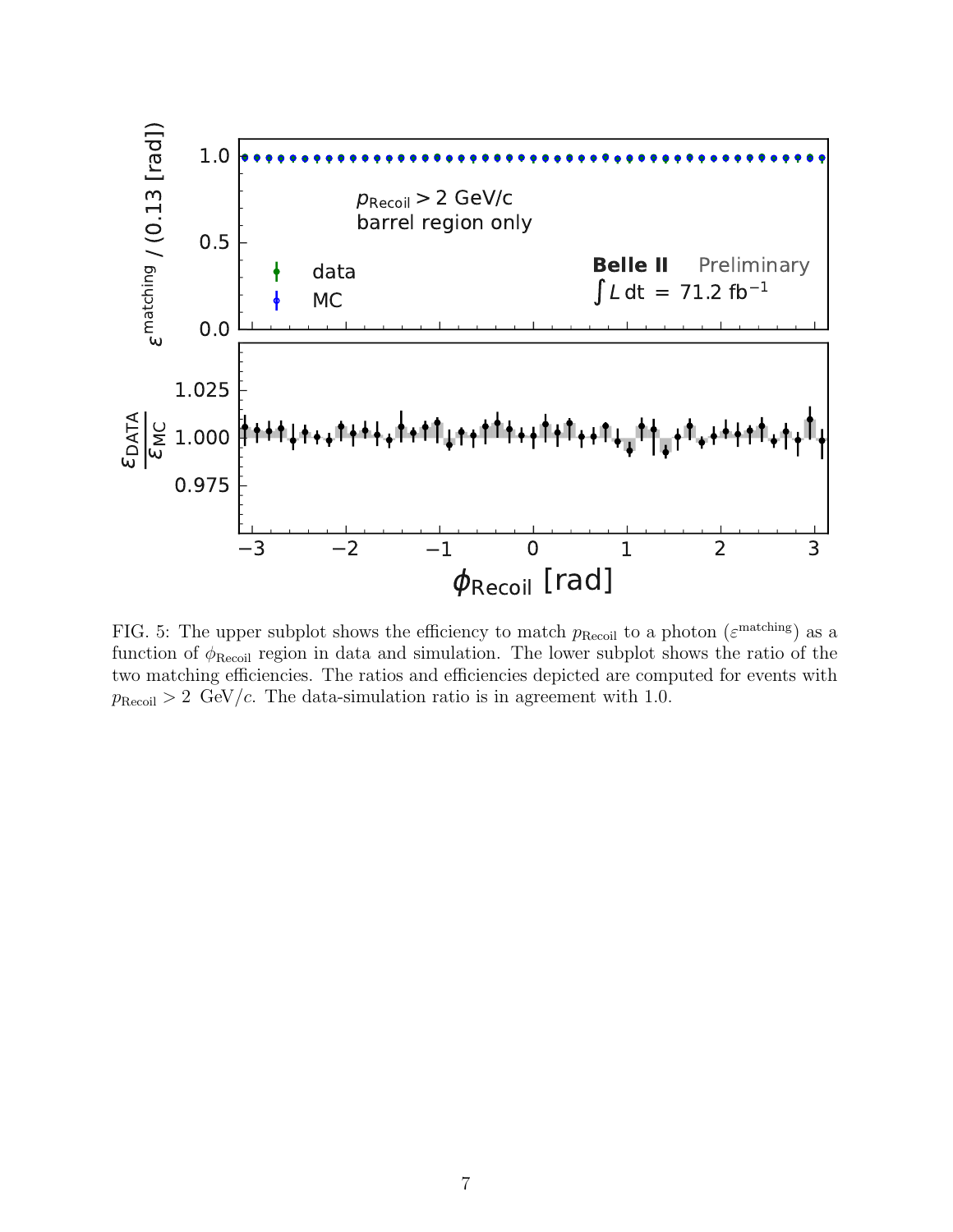$p_{\mathrm{Recoil}} > 2$ GeV/c
barrel region only

data
MC

**Belle II** Preliminary
$\int L\,dt = 71.2$ fb$^{-1}$

$\varepsilon^{\mathrm{matching}}$ / (0.13 [rad])

1.0
0.5
0.0

$\frac{\varepsilon_{\mathrm{DATA}}}{\varepsilon_{\mathrm{MC}}}$

1.025
1.000
0.975

−3 −2 −1 0 1 2 3

$\phi_{\mathrm{Recoil}}$ [rad]

FIG. 5: The upper subplot shows the efficiency to match $p_{\mathrm{Recoil}}$ to a photon ($\varepsilon^{\mathrm{matching}}$) as a function of $\phi_{\mathrm{Recoil}}$ region in data and simulation. The lower subplot shows the ratio of the two matching efficiencies. The ratios and efficiencies depicted are computed for events with $p_{\mathrm{Recoil}} > 2$ GeV/$c$. The data-simulation ratio is in agreement with 1.0.